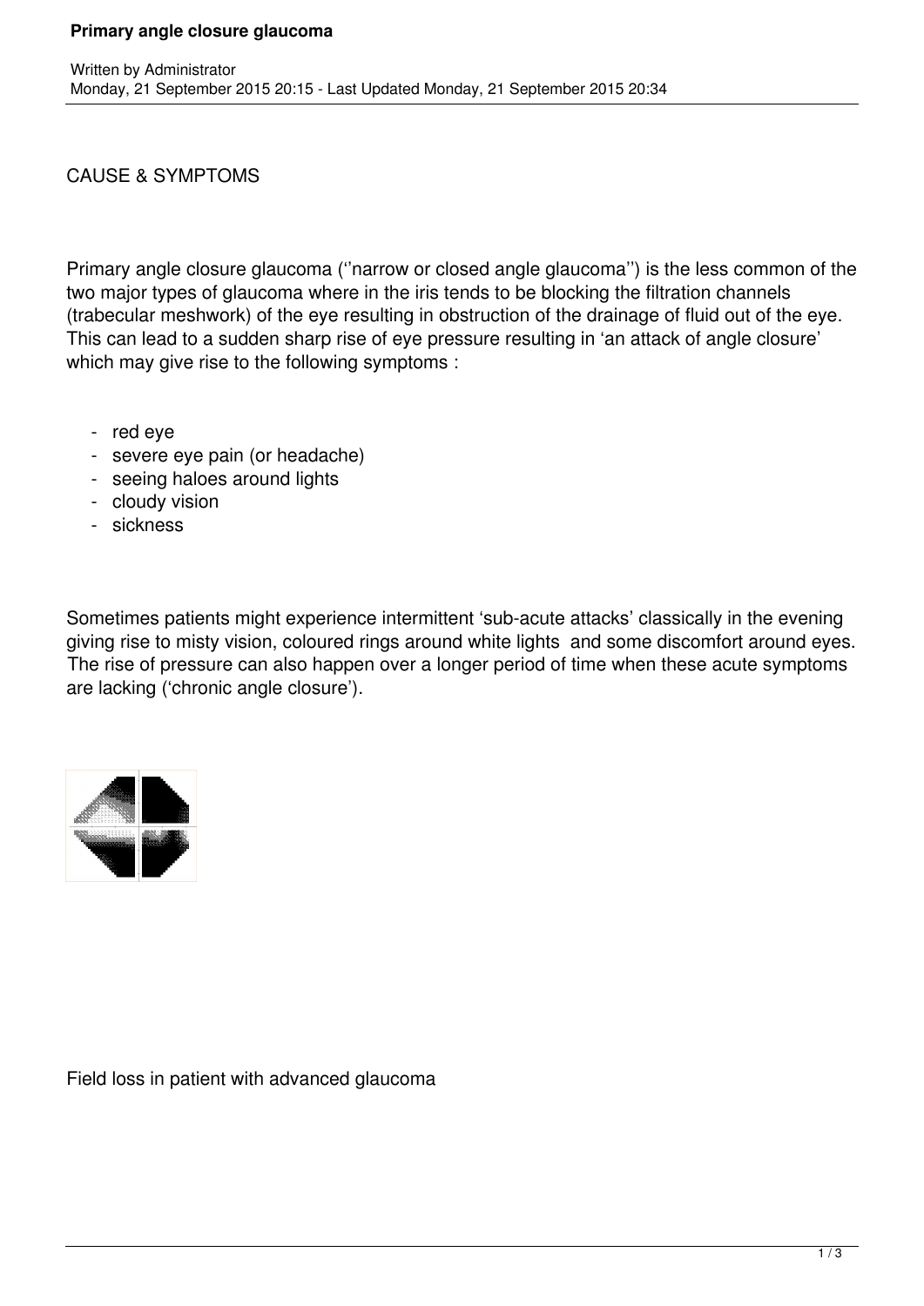# Primary angle closure glaucoma

Written by Administrator
Monday, 21 September 2015 20:15 - Last Updated Monday, 21 September 2015 20:34

CAUSE & SYMPTOMS

Primary angle closure glaucoma (''narrow or closed angle glaucoma'') is the less common of the two major types of glaucoma where in the iris tends to be blocking the filtration channels (trabecular meshwork) of the eye resulting in obstruction of the drainage of fluid out of the eye. This can lead to a sudden sharp rise of eye pressure resulting in 'an attack of angle closure' which may give rise to the following symptoms :

- red eye
- severe eye pain (or headache)
- seeing haloes around lights
- cloudy vision
- sickness

Sometimes patients might experience intermittent 'sub-acute attacks' classically in the evening giving rise to misty vision, coloured rings around white lights and some discomfort around eyes. The rise of pressure can also happen over a longer period of time when these acute symptoms are lacking ('chronic angle closure').

Field loss in patient with advanced glaucoma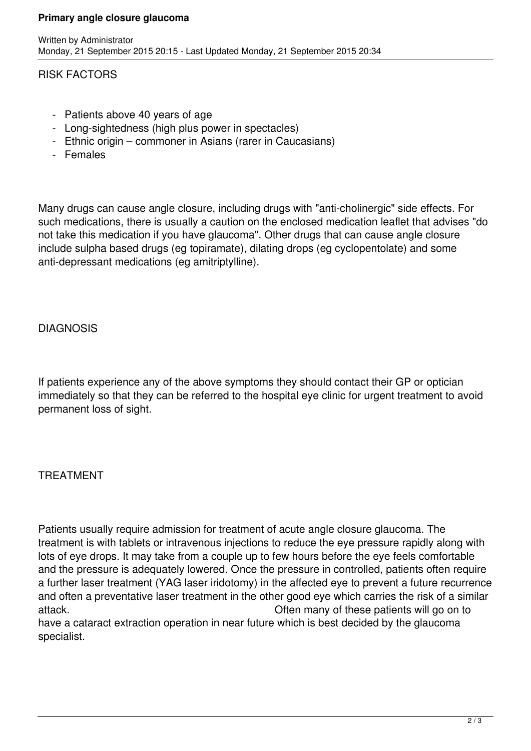## RISK FACTORS

- Patients above 40 years of age
- Long-sightedness (high plus power in spectacles)
- Ethnic origin – commoner in Asians (rarer in Caucasians)
- Females

Many drugs can cause angle closure, including drugs with "anti-cholinergic" side effects. For such medications, there is usually a caution on the enclosed medication leaflet that advises "do not take this medication if you have glaucoma". Other drugs that can cause angle closure include sulpha based drugs (eg topiramate), dilating drops (eg cyclopentolate) and some anti-depressant medications (eg amitriptylline).

## DIAGNOSIS

If patients experience any of the above symptoms they should contact their GP or optician immediately so that they can be referred to the hospital eye clinic for urgent treatment to avoid permanent loss of sight.

## TREATMENT

Patients usually require admission for treatment of acute angle closure glaucoma. The treatment is with tablets or intravenous injections to reduce the eye pressure rapidly along with lots of eye drops. It may take from a couple up to few hours before the eye feels comfortable and the pressure is adequately lowered. Once the pressure in controlled, patients often require a further laser treatment (YAG laser iridotomy) in the affected eye to prevent a future recurrence and often a preventative laser treatment in the other good eye which carries the risk of a similar attack. Often many of these patients will go on to have a cataract extraction operation in near future which is best decided by the glaucoma specialist.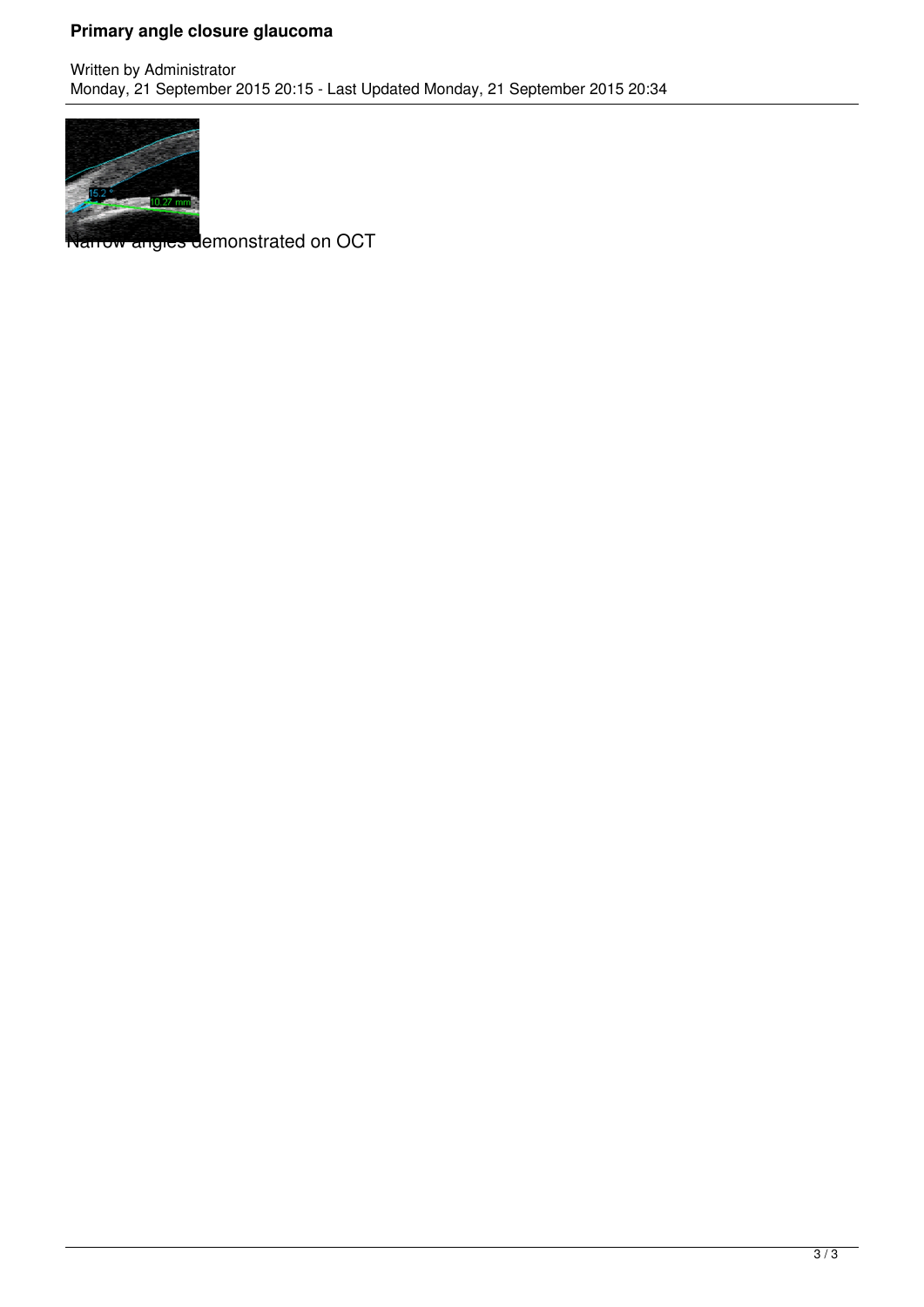Narrow angles demonstrated on OCT